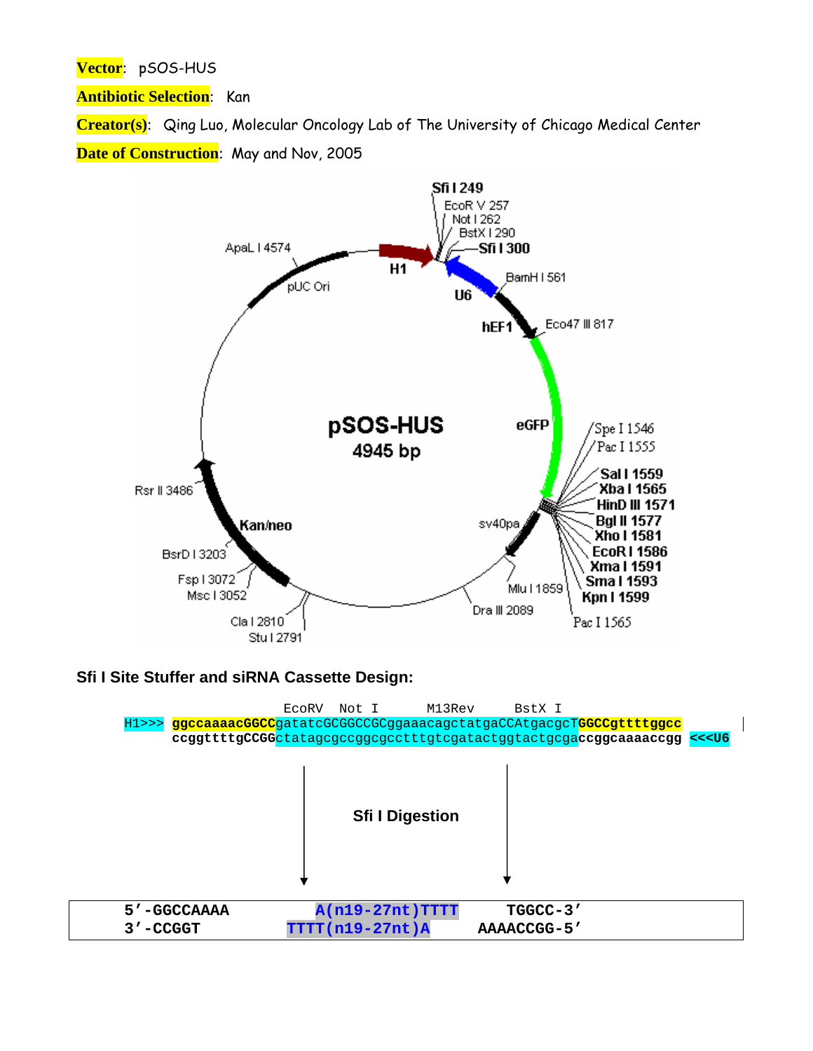**Vector**: pSOS-HUS

**Antibiotic Selection**: Kan

**Creator(s)**: Qing Luo, Molecular Oncology Lab of The University of Chicago Medical Center

**Date of Construction**: May and Nov, 2005

pSOS-HUS
4945 bp

Sfi I 249, EcoR V 257, Not I 262, BstX I 290, Sfi I 300, BamH I 561, Eco47 III 817, Spe I 1546, Pac I 1555, Sal I 1559, Xba I 1565, HinD III 1571, Bgl II 1577, Xho I 1581, EcoR I 1586, Xma I 1591, Sma I 1593, Kpn I 1599, Pac I 1565, Mlu I 1859, Dra III 2089, Stu I 2791, Cla I 2810, Msc I 3052, Fsp I 3072, BsrD I 3203, Rsr II 3486, ApaL I 4574

H1, U6, hEF1, eGFP, sv40pa, Kan/neo, pUC Ori

**Sfi I Site Stuffer and siRNA Cassette Design:**

```
                         EcoRV   Not I       M13Rev      BstX I
H1>>>  ggccaaaacGGCCgatatcGCGGCCGCggaaacagctatgaCCAtgacgcTGGCCgttttggcc
       ccggttttgCCGGctatagcgccggcgcctttgtcgatactggtactgcgaccggcaaaaccgg  <<<U6
```

Sfi I Digestion

```
5'-GGCCAAAA          A(n19-27nt)TTTT       TGGCC-3'
3'-CCGGT          TTTT(n19-27nt)A       AAAACCGG-5'
```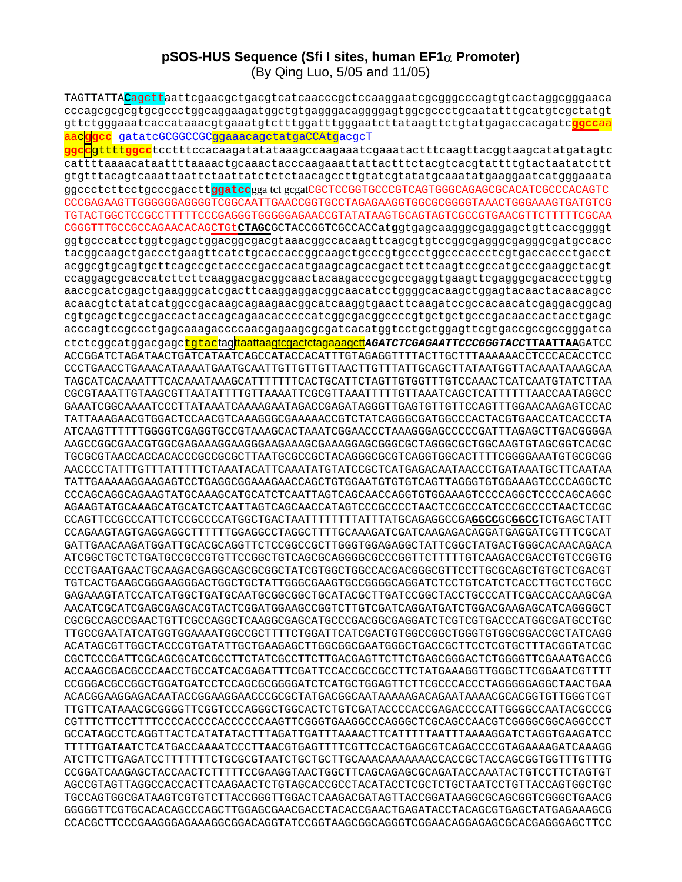## pSOS-HUS Sequence (Sfi I sites, human EF1α Promoter)

(By Qing Luo, 5/05 and 11/05)

```
TAGTTATTACagcttaattcgaacgctgacgtcatcaacccgctccaaggaatcgcgggcccagtgtcactaggcgggaaca
cccagcgcgcgtgcgccctggcaggaagatggctgtgagggacaggggagtggcgccctgcaatatttgcatgtcgctatgt
gttctgggaaatcaccataaacgtgaaatgtctttggatttgggaatcttataagttctgtatgagaccacagatcggccaa
aacggcc gatatcGCGGCCGCggaaacagctatgaCCAtgacgcT
ggccgttttggcctcctttccacaagatatataaagccaagaaatcgaaatactttcaagttacggtaagcatatgatagtc
cattttaaaacataattttaaaactgcaaactacccaagaaattattactttctacgtcacgtattttgtactaatatcttt
gtgtttacagtcaaattaattctaattatctctctaacagccttgtatcgtatatgcaaatatgaaggaatcatgggaaata
ggccctcttcctgcccgaccttggatccgga tct gcgatCGCTCCGGTGCCCGTCAGTGGGCAGAGCGCACATCGCCCACAGTC
CCCGAGAAGTTGGGGGGAGGGGTCGGCAATTGAACCGGTGCCTAGAGAAGGTGGCGCGGGGTAAACTGGGAAAGTGATGTCG
TGTACTGGCTCCGCCTTTTTCCCGAGGGTGGGGGAGAACCGTATATAAGTGCAGTAGTCGCCGTGAACGTTCTTTTTCGCAA
CGGGTTTGCCGCCAGAACACAGCTGTCTAGCGCTACCGGTCGCCACCatggtgagcaagggcgaggagctgttcaccggggt
ggtgcccatcctggtcgagctggacggcgacgtaaacggccacaagttcagcgtgtccggcgagggcgagggcgatgccacc
tacggcaagctgaccctgaagttcatctgcaccaccggcaagctgcccgtgccctggcccaccctcgtgaccaccctgacct
acggcgtgcagtgcttcagccgctaccccgaccacatgaagcagcacgacttcttcaagtccgccatgcccgaaggctacgt
ccaggagcgcaccatcttcttcaaggacgacggcaactacaagacccgcgccgaggtgaagttcgagggcgacaccctggtg
aaccgcatcgagctgaagggcatcgacttcaaggaggacggcaacatcctggggcacaagctggagtacaactacaacagcc
acaacgtctatatcatggccgacaagcagaagaacggcatcaaggtgaacttcaagatccgccacaacatcgaggacggcag
cgtgcagctcgccgaccactaccagcagaacacccccatcggcgacggccccgtgctgctgcccgacaaccactacctgagc
acccagtccgccctgagcaaagaccccaacgagaagcgcgatcacatggtcctgctggagttcgtgaccgccgccgggatca
ctctcggcatggacgagctgtacTagttaattaagtcgactctagaaagcttAGATCTCGAGAATTCCCGGGTACCTTAATTAAGATCC
ACCGGATCTAGATAACTGATCATAATCAGCCATACCACATTTGTAGAGGTTTTACTTGCTTTAAAAAACCTCCCACACCTCC
CCCTGAACCTGAAACATAAAATGAATGCAATTGTTGTTGTTAACTTGTTTATTGCAGCTTATAATGGTTACAAATAAAGCAA
TAGCATCACAAATTTCACAAATAAAGCATTTTTTTCACTGCATTCTAGTTGTGGTTTGTCCAAACTCATCAATGTATCTTAA
CGCGTAAATTGTAAGCGTTAATATTTTGTTAAAATTCGCGTTAAATTTTTGTTAAATCAGCTCATTTTTTAACCAATAGGCC
GAAATCGGCAAAATCCCTTATAAATCAAAAGAATAGACCGAGATAGGGTTGAGTGTTGTTCCAGTTTGGAACAAGAGTCCAC
TATTAAAGAACGTGGACTCCAACGTCAAAGGGCGAAAAACCGTCTATCAGGGCGATGGCCCACTACGTGAACCATCACCCTA
ATCAAGTTTTTTGGGGTCGAGGTGCCGTAAAGCACTAAATCGGAACCCTAAAGGGAGCCCCCGATTTAGAGCTTGACGGGGA
AAGCCGGCGAACGTGGCGAGAAAGGAAGGGAAGAAAGCGAAAGGAGCGGGCGCTAGGGCGCTGGCAAGTGTAGCGGTCACGC
TGCGCGTAACCACCACACCCGCCGCGCTTAATGCGCCGCTACAGGGCGCGTCAGGTGGCACTTTTCGGGGAAATGTGCGCGG
AACCCCTATTTGTTTATTTTTCTAAATACATTCAAATATGTATCCGCTCATGAGACAATAACCCTGATAAATGCTTCAATAA
TATTGAAAAAGGAAGAGTCCTGAGGCGGAAAGAACCAGCTGTGGAATGTGTGTCAGTTAGGGTGTGGAAAGTCCCCAGGCTC
CCCAGCAGGCAGAAGTATGCAAAGCATGCATCTCAATTAGTCAGCAACCAGGTGTGGAAAGTCCCCAGGCTCCCCAGCAGGC
AGAAGTATGCAAAGCATGCATCTCAATTAGTCAGCAACCATAGTCCCGCCCCTAACTCCGCCCATCCCGCCCCTAACTCCGC
CCAGTTCCGCCCATTCTCCGCCCCATGGCTGACTAATTTTTTTTATTTATGCAGAGGCCGAGGCCGCGGCCTCTGAGCTATT
CCAGAAGTAGTGAGGAGGCTTTTTTGGAGGCCTAGGCTTTTGCAAAGATCGATCAAGAGACAGGATGAGGATCGTTTCGCAT
GATTGAACAAGATGGATTGCACGCAGGTTCTCCGGCCGCTTGGGTGGAGAGGCTATTCGGCTATGACTGGGCACAACAGACA
ATCGGCTGCTCTGATGCCGCCGTGTTCCGGCTGTCAGCGCAGGGGCGCCCGGTTCTTTTTGTCAAGACCGACCTGTCCGGTG
CCCTGAATGAACTGCAAGACGAGGCAGCGCGGCTATCGTGGCTGGCCACGACGGGCGTTCCTTGCGCAGCTGTGCTCGACGT
TGTCACTGAAGCGGGAAGGGACTGGCTGCTATTGGGCGAAGTGCCGGGGCAGGATCTCCTGTCATCTCACCTTGCTCCTGCC
GAGAAAGTATCCATCATGGCTGATGCAATGCGGCGGCTGCATACGCTTGATCCGGCTACCTGCCCATTCGACCACCAAGCGA
AACATCGCATCGAGCGAGCACGTACTCGGATGGAAGCCGGTCTTGTCGATCAGGATGATCTGGACGAAGAGCATCAGGGGCT
CGCGCCAGCCGAACTGTTCGCCAGGCTCAAGGCGAGCATGCCCGACGGCGAGGATCTCGTCGTGACCCATGGCGATGCCTGC
TTGCCGAATATCATGGTGGAAAATGGCCGCTTTTCTGGATTCATCGACTGTGGCCGGCTGGGTGTGGCGGACCGCTATCAGG
ACATAGCGTTGGCTACCCGTGATATTGCTGAAGAGCTTGGCGGCGAATGGGCTGACCGCTTCCTCGTGCTTTACGGTATCGC
CGCTCCCGATTCGCAGCGCATCGCCTTCTATCGCCTTCTTGACGAGTTCTTCTGAGCGGGACTCTGGGGTTCGAAATGACCG
ACCAAGCGACGCCCAACCTGCCATCACGAGATTTCGATTCCACCGCCGCCTTCTATGAAAGGTTGGGCTTCGGAATCGTTTT
CCGGGACGCCGGCTGGATGATCCTCCAGCGCGGGGATCTCATGCTGGAGTTCTTCGCCCACCCTAGGGGGAGGCTAACTGAA
ACACGGAAGGAGACAATACCGGAAGGAACCCGCGCTATGACGGCAATAAAAAGACAGAATAAAACGCACGGTGTTGGGTCGT
TTGTTCATAAACGCGGGGTTCGGTCCCAGGGCTGGCACTCTGTCGATACCCCACCGAGACCCCATTGGGGCCAATACGCCCG
CGTTTCTTCCTTTTCCCCACCCCACCCCCCAAGTTCGGGTGAAGGCCCAGGGCTCGCAGCCAACGTCGGGGCGGCAGGCCCT
GCCATAGCCTCAGGTTACTCATATATACTTTAGATTGATTTAAAACTTCATTTTTAATTTAAAAGGATCTAGGTGAAGATCC
TTTTTGATAATCTCATGACCAAAATCCCTTAACGTGAGTTTTCGTTCCACTGAGCGTCAGACCCCGTAGAAAAGATCAAAGG
ATCTTCTTGAGATCCTTTTTTTCTGCGCGTAATCTGCTGCTTGCAAACAAAAAAACCACCGCTACCAGCGGTGGTTTGTTTG
CCGGATCAAGAGCTACCAACTCTTTTTCCGAAGGTAACTGGCTTCAGCAGAGCGCAGATACCAAATACTGTCCTTCTAGTGT
AGCCGTAGTTAGGCCACCACTTCAAGAACTCTGTAGCACCGCCTACATACCTCGCTCTGCTAATCCTGTTACCAGTGGCTGC
TGCCAGTGGCGATAAGTCGTGTCTTACCGGGTTGGACTCAAGACGATAGTTACCGGATAAGGCGCAGCGGTCGGGCTGAACG
GGGGGTTCGTGCACACAGCCCAGCTTGGAGCGAACGACCTACACCGAACTGAGATACCTACAGCGTGAGCTATGAGAAAGCG
CCACGCTTCCCGAAGGGAGAAAGGCGGACAGGTATCCGGTAAGCGGCAGGGTCGGAACAGGAGAGCGCACGAGGGAGCTTCC
```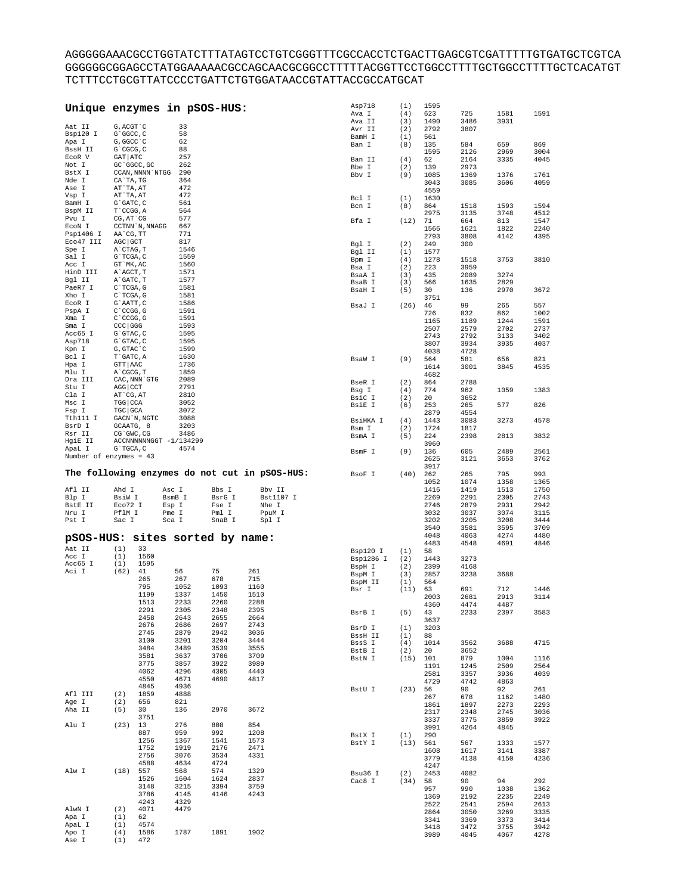```
AGGGGGAAACGCCTGGTATCTTTATAGTCCTGTCGGGTTTCGCCACCTCTGACTTGAGCGTCGATTTTTGTGATGCTCGTCA
GGGGGGCGGAGCCTATGGAAAAACGCCAGCAACGCGGCCTTTTTACGGTTCCTGGCCTTTTGCTGGCCTTTTGCTCACATGT
TCTTTCCTGCGTTATCCCCTGATTCTGTGGATAACCGTATTACCGCCATGCAT
```

## Unique enzymes in pSOS-HUS:

```
Aat II      G,ACGT`C          33
Bsp120 I    G`GGCC,C          58
Apa I       G,GGCC`C          62
BssH II     G`CGCG,C          88
EcoR V      GAT|ATC           257
Not I       GC`GGCC,GC        262
BstX I      CCAN,NNNN`NTGG    290
Nde I       CA`TA,TG          364
Ase I       AT`TA,AT          472
Vsp I       AT`TA,AT          472
BamH I      G`GATC,C          561
BspM II     T`CCGG,A          564
Pvu I       CG,AT`CG          577
EcoN I      CCTNN`N,NNAGG     667
Psp1406 I   AA`CG,TT          771
Eco47 III   AGC|GCT           817
Spe I       A`CTAG,T          1546
Sal I       G`TCGA,C          1559
Acc I       GT`MK,AC          1560
HinD III    A`AGCT,T          1571
Bgl II      A`GATC,T          1577
PaeR7 I     C`TCGA,G          1581
Xho I       C`TCGA,G          1581
EcoR I      G`AATT,C          1586
PspA I      C`CCGG,G          1591
Xma I       C`CCGG,G          1591
Sma I       CCC|GGG           1593
Acc65 I     G`GTAC,C          1595
Asp718      G`GTAC,C          1595
Kpn I       G,GTAC`C          1599
Bcl I       T`GATC,A          1630
Hpa I       GTT|AAC           1736
Mlu I       A`CGCG,T          1859
Dra III     CAC,NNN`GTG       2089
Stu I       AGG|CCT           2791
Cla I       AT`CG,AT          2810
Msc I       TGG|CCA           3052
Fsp I       TGC|GCA           3072
Tth111 I    GACN`N,NGTC       3088
BsrD I      GCAATG, 8         3203
Rsr II      CG`GWC,CG         3486
HgiE II     ACCNNNNNNGGT -1/134299
ApaL I      G`TGCA,C          4574
Number of enzymes = 43
```

## The following enzymes do not cut in pSOS-HUS:

```
Afl II     Ahd I      Asc I      Bbs I      Bbv II
Blp I      BsiW I     BsmB I     BsrG I     Bst1107 I
BstE II    Eco72 I    Esp I      Fse I      Nhe I
Nru I      PflM I     Pme I      Pml I      PpuM I
Pst I      Sac I      Sca I      SnaB I     Spl I
```

## pSOS-HUS: sites sorted by name:

```
Aat II     (1)   33
Acc I      (1)   1560
Acc65 I    (1)   1595
Aci I      (62)  41     56     75     261
                 265    267    678    715
                 795    1052   1093   1160
                 1199   1337   1450   1510
                 1513   2233   2260   2288
                 2291   2305   2348   2395
                 2458   2643   2655   2664
                 2676   2686   2697   2743
                 2745   2879   2942   3036
                 3100   3201   3204   3444
                 3484   3489   3539   3555
                 3581   3637   3706   3709
                 3775   3857   3922   3989
                 4062   4296   4305   4440
                 4550   4671   4690   4817
                 4845   4936
Afl III    (2)   1859   4888
Age I      (2)   656    821
Aha II     (5)   30     136    2970   3672
                 3751
Alu I      (23)  13     276    808    854
                 887    959    992    1208
                 1256   1367   1541   1573
                 1752   1919   2176   2471
                 2756   3076   3534   4331
                 4588   4634   4724
Alw I      (18)  557    568    574    1329
                 1526   1604   1624   2837
                 3148   3215   3394   3759
                 3786   4145   4146   4243
                 4243   4329
AlwN I     (2)   4071   4479
Apa I      (1)   62
ApaL I     (1)   4574
Apo I      (4)   1586   1787   1891   1902
Ase I      (1)   472
Asp718     (1)   1595
Ava I      (4)   623    725    1581   1591
Ava II     (3)   1490   3486   3931
Avr II     (2)   2792   3807
BamH I     (1)   561
Ban I      (8)   135    584    659    869
                 1595   2126   2969   3004
Ban II     (4)   62     2164   3335   4045
Bbe I      (2)   139    2973
Bbv I      (9)   1085   1369   1376   1761
                 3043   3085   3606   4059
                 4559
Bcl I      (1)   1630
Bcn I      (8)   864    1518   1593   1594
                 2975   3135   3748   4512
Bfa I      (12)  71     664    813    1547
                 1566   1621   1822   2240
                 2793   3808   4142   4395
Bgl I      (2)   249    300
Bgl II     (1)   1577
Bpm I      (4)   1278   1518   3753   3810
Bsa I      (2)   223    3959
BsaA I     (3)   435    2089   3274
BsaB I     (3)   566    1635   2829
BsaH I     (5)   30     136    2970   3672
                 3751
BsaJ I     (26)  46     99     265    557
                 726    832    862    1002
                 1165   1189   1244   1591
                 2507   2579   2702   2737
                 2743   2792   3133   3402
                 3807   3934   3935   4037
                 4038   4728
BsaW I     (9)   564    581    656    821
                 1614   3001   3845   4535
                 4682
BseR I     (2)   864    2788
Bsg I      (4)   774    962    1059   1383
BsiC I     (2)   20     3652
BsiE I     (6)   253    265    577    826
                 2879   4554
BsiHKA I   (4)   1443   3083   3273   4578
Bsm I      (2)   1724   1817
BsmA I     (5)   224    2398   2813   3832
                 3960
BsmF I     (9)   136    605    2489   2561
                 2625   3121   3653   3762
                 3917
BsoF I     (40)  262    265    795    993
                 1052   1074   1358   1365
                 1416   1419   1513   1750
                 2269   2291   2305   2743
                 2746   2879   2931   2942
                 3032   3037   3074   3115
                 3202   3205   3208   3444
                 3540   3581   3595   3709
                 4048   4063   4274   4480
                 4483   4548   4691   4846
Bsp120 I   (1)   58
Bsp1286 I  (2)   1443   3273
BspH I     (2)   2399   4168
BspM I     (3)   2857   3238   3688
BspM II    (1)   564
Bsr I      (11)  63     691    712    1446
                 2003   2681   2913   3114
                 4360   4474   4487
BsrB I     (5)   43     2233   2397   3583
                 3637
BsrD I     (1)   3203
BssH II    (1)   88
BssS I     (4)   1014   3562   3688   4715
BstB I     (2)   20     3652
BstN I     (15)  101    879    1004   1116
                 1191   1245   2509   2564
                 2581   3357   3936   4039
                 4729   4742   4863
BstU I     (23)  56     90     92     261
                 267    678    1162   1480
                 1861   1897   2273   2293
                 2317   2348   2745   3036
                 3337   3775   3859   3922
                 3991   4264   4845
BstX I     (1)   290
BstY I     (13)  561    567    1333   1577
                 1608   1617   3141   3387
                 3779   4138   4150   4236
                 4247
Bsu36 I    (2)   2453   4082
Cac8 I     (34)  58     90     94     292
                 957    990    1038   1362
                 1369   2192   2235   2249
                 2522   2541   2594   2613
                 2864   3050   3269   3335
                 3341   3369   3373   3414
                 3418   3472   3755   3942
                 3989   4045   4067   4278
```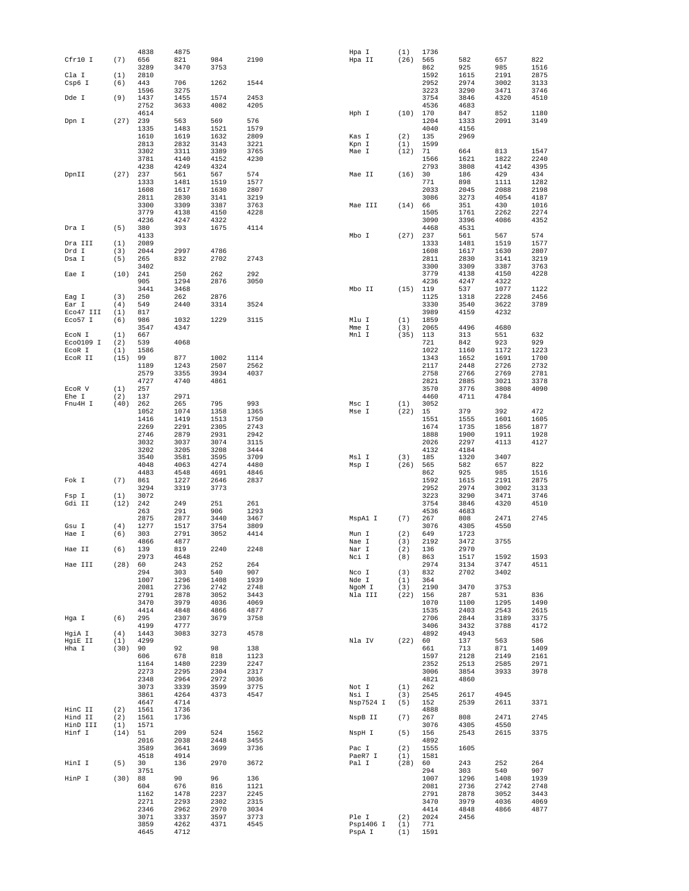```
                4838    4875
Cfr10 I   (7)   656     821     984     2190
                3289    3470    3753
Cla I     (1)   2810
Csp6 I    (6)   443     706     1262    1544
                1596    3275
Dde I     (9)   1437    1455    1574    2453
                2752    3633    4082    4205
                4614
Dpn I     (27)  239     563     569     576
                1335    1483    1521    1579
                1610    1619    1632    2809
                2813    2832    3143    3221
                3302    3311    3389    3765
                3781    4140    4152    4230
                4238    4249    4324
DpnII     (27)  237     561     567     574
                1333    1481    1519    1577
                1608    1617    1630    2807
                2811    2830    3141    3219
                3300    3309    3387    3763
                3779    4138    4150    4228
                4236    4247    4322
Dra I     (5)   380     393     1675    4114
                4133
Dra III   (1)   2089
Drd I     (3)   2044    2997    4786
Dsa I     (5)   265     832     2702    2743
                3402
Eae I     (10)  241     250     262     292
                905     1294    2876    3050
                3441    3468
Eag I     (3)   250     262     2876
Ear I     (4)   549     2440    3314    3524
Eco47 III (1)   817
Eco57 I   (6)   986     1032    1229    3115
                3547    4347
EcoN I    (1)   667
EcoO109 I (2)   539     4068
EcoR I    (1)   1586
EcoR II   (15)  99      877     1002    1114
                1189    1243    2507    2562
                2579    3355    3934    4037
                4727    4740    4861
EcoR V    (1)   257
Ehe I     (2)   137     2971
Fnu4H I   (40)  262     265     795     993
                1052    1074    1358    1365
                1416    1419    1513    1750
                2269    2291    2305    2743
                2746    2879    2931    2942
                3032    3037    3074    3115
                3202    3205    3208    3444
                3540    3581    3595    3709
                4048    4063    4274    4480
                4483    4548    4691    4846
Fok I     (7)   861     1227    2646    2837
                3294    3319    3773
Fsp I     (1)   3072
Gdi II    (12)  242     249     251     261
                263     291     906     1293
                2875    2877    3440    3467
Gsu I     (4)   1277    1517    3754    3809
Hae I     (6)   303     2791    3052    4414
                4866    4877
Hae II    (6)   139     819     2240    2248
                2973    4648
Hae III   (28)  60      243     252     264
                294     303     540     907
                1007    1296    1408    1939
                2081    2736    2742    2748
                2791    2878    3052    3443
                3470    3979    4036    4069
                4414    4848    4866    4877
Hga I     (6)   295     2307    3679    3758
                4199    4777
HgiA I    (4)   1443    3083    3273    4578
HgiE II   (1)   4299
Hha I     (30)  90      92      98      138
                606     678     818     1123
                1164    1480    2239    2247
                2273    2295    2304    2317
                2348    2964    2972    3036
                3073    3339    3599    3775
                3861    4264    4373    4547
                4647    4714
HinC II   (2)   1561    1736
Hind II   (2)   1561    1736
HinD III  (1)   1571
Hinf I    (14)  51      209     524     1562
                2016    2038    2448    3455
                3589    3641    3699    3736
                4518    4914
HinI I    (5)   30      136     2970    3672
                3751
HinP I    (30)  88      90      96      136
                604     676     816     1121
                1162    1478    2237    2245
                2271    2293    2302    2315
                2346    2962    2970    3034
                3071    3337    3597    3773
                3859    4262    4371    4545
                4645    4712
Hpa I     (1)   1736
Hpa II    (26)  565     582     657     822
                862     925     985     1516
                1592    1615    2191    2875
                2952    2974    3002    3133
                3223    3290    3471    3746
                3754    3846    4320    4510
                4536    4683
Hph I     (10)  170     847     852     1180
                1204    1333    2091    3149
                4040    4156
Kas I     (2)   135     2969
Kpn I     (1)   1599
Mae I     (12)  71      664     813     1547
                1566    1621    1822    2240
                2793    3808    4142    4395
Mae II    (16)  30      186     429     434
                771     898     1111    1282
                2033    2045    2088    2198
                3086    3273    4054    4187
Mae III   (14)  66      351     430     1016
                1505    1761    2262    2274
                3090    3396    4086    4352
                4468    4531
Mbo I     (27)  237     561     567     574
                1333    1481    1519    1577
                1608    1617    1630    2807
                2811    2830    3141    3219
                3300    3309    3387    3763
                3779    4138    4150    4228
                4236    4247    4322
Mbo II    (15)  119     537     1077    1122
                1125    1318    2228    2456
                3330    3540    3622    3789
                3989    4159    4232
Mlu I     (1)   1859
Mme I     (3)   2065    4496    4680
Mnl I     (35)  113     313     551     632
                721     842     923     929
                1022    1160    1172    1223
                1343    1652    1691    1700
                2117    2448    2726    2732
                2758    2766    2769    2781
                2821    2885    3021    3378
                3570    3776    3808    4090
                4460    4711    4784
Msc I     (1)   3052
Mse I     (22)  15      379     392     472
                1551    1555    1601    1605
                1674    1735    1856    1877
                1888    1900    1911    1928
                2026    2297    4113    4127
                4132    4184
Msl I     (3)   185     1320    3407
Msp I     (26)  565     582     657     822
                862     925     985     1516
                1592    1615    2191    2875
                2952    2974    3002    3133
                3223    3290    3471    3746
                3754    3846    4320    4510
                4536    4683
MspA1 I   (7)   267     808     2471    2745
                3076    4305    4550
Mun I     (2)   649     1723
Nae I     (3)   2192    3472    3755
Nar I     (2)   136     2970
Nci I     (8)   863     1517    1592    1593
                2974    3134    3747    4511
Nco I     (3)   832     2702    3402
Nde I     (1)   364
NgoM I    (3)   2190    3470    3753
Nla III   (22)  156     287     531     836
                1070    1100    1295    1490
                1535    2403    2543    2615
                2706    2844    3189    3375
                3406    3432    3788    4172
                4892    4943
Nla IV    (22)  60      137     563     586
                661     713     871     1409
                1597    2128    2149    2161
                2352    2513    2585    2971
                3006    3854    3933    3978
                4821    4860
Not I     (1)   262
Nsi I     (3)   2545    2617    4945
Nsp7524 I (5)   152     2539    2611    3371
                4888
NspB II   (7)   267     808     2471    2745
                3076    4305    4550
NspH I    (5)   156     2543    2615    3375
                4892
Pac I     (2)   1555    1605
PaeR7 I   (1)   1581
Pal I     (28)  60      243     252     264
                294     303     540     907
                1007    1296    1408    1939
                2081    2736    2742    2748
                2791    2878    3052    3443
                3470    3979    4036    4069
                4414    4848    4866    4877
Ple I     (2)   2024    2456
Psp1406 I (1)   771
PspA I    (1)   1591
```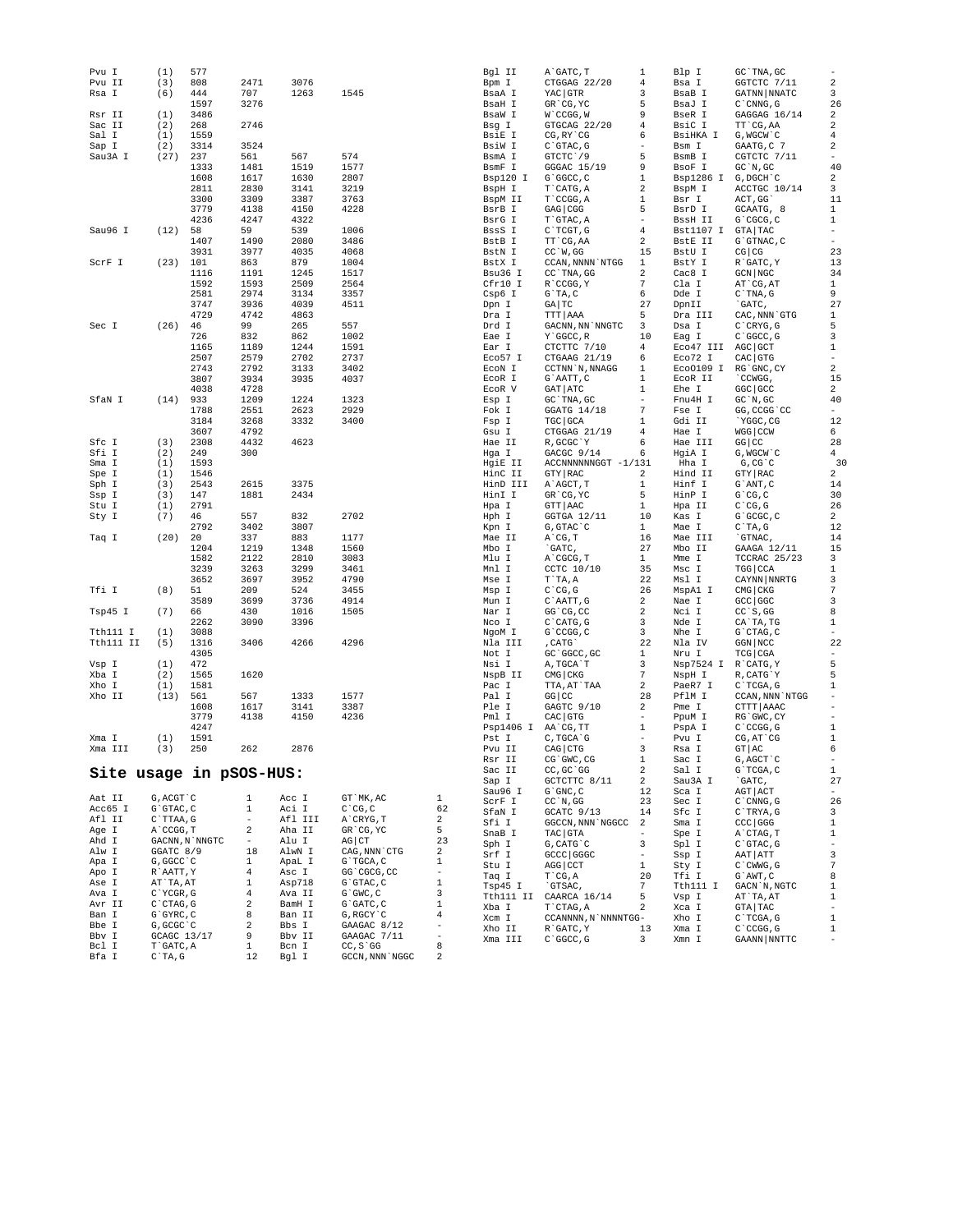| | | | | | | |
|---|---|---|---|---|---|---|
| Pvu I | (1) | 577 | | | | |
| Pvu II | (3) | 808 | 2471 | 3076 | | |
| Rsa I | (6) | 444 | 707 | 1263 | 1545 | |
| | | 1597 | 3276 | | | |
| Rsr II | (1) | 3486 | | | | |
| Sac II | (2) | 268 | 2746 | | | |
| Sal I | (1) | 1559 | | | | |
| Sap I | (2) | 3314 | 3524 | | | |
| Sau3A I | (27) | 237 | 561 | 567 | 574 | |
| | | 1333 | 1481 | 1519 | 1577 | |
| | | 1608 | 1617 | 1630 | 2807 | |
| | | 2811 | 2830 | 3141 | 3219 | |
| | | 3300 | 3309 | 3387 | 3763 | |
| | | 3779 | 4138 | 4150 | 4228 | |
| | | 4236 | 4247 | 4322 | | |
| Sau96 I | (12) | 58 | 59 | 539 | 1006 | |
| | | 1407 | 1490 | 2080 | 3486 | |
| | | 3931 | 3977 | 4035 | 4068 | |
| ScrF I | (23) | 101 | 863 | 879 | 1004 | |
| | | 1116 | 1191 | 1245 | 1517 | |
| | | 1592 | 1593 | 2509 | 2564 | |
| | | 2581 | 2974 | 3134 | 3357 | |
| | | 3747 | 3936 | 4039 | 4511 | |
| | | 4729 | 4742 | 4863 | | |
| Sec I | (26) | 46 | 99 | 265 | 557 | |
| | | 726 | 832 | 862 | 1002 | |
| | | 1165 | 1189 | 1244 | 1591 | |
| | | 2507 | 2579 | 2702 | 2737 | |
| | | 2743 | 2792 | 3133 | 3402 | |
| | | 3807 | 3934 | 3935 | 4037 | |
| | | 4038 | 4728 | | | |
| SfaN I | (14) | 933 | 1209 | 1224 | 1323 | |
| | | 1788 | 2551 | 2623 | 2929 | |
| | | 3184 | 3268 | 3332 | 3400 | |
| | | 3607 | 4792 | | | |
| Sfc I | (3) | 2308 | 4432 | 4623 | | |
| Sfi I | (2) | 249 | 300 | | | |
| Sma I | (1) | 1593 | | | | |
| Spe I | (1) | 1546 | | | | |
| Sph I | (3) | 2543 | 2615 | 3375 | | |
| Ssp I | (3) | 147 | 1881 | 2434 | | |
| Stu I | (1) | 2791 | | | | |
| Sty I | (7) | 46 | 557 | 832 | 2702 | |
| | | 2792 | 3402 | 3807 | | |
| Taq I | (20) | 20 | 337 | 883 | 1177 | |
| | | 1204 | 1219 | 1348 | 1560 | |
| | | 1582 | 2122 | 2810 | 3083 | |
| | | 3239 | 3263 | 3299 | 3461 | |
| | | 3652 | 3697 | 3952 | 4790 | |
| Tfi I | (8) | 51 | 209 | 524 | 3455 | |
| | | 3589 | 3699 | 3736 | 4914 | |
| Tsp45 I | (7) | 66 | 430 | 1016 | 1505 | |
| | | 2262 | 3090 | 3396 | | |
| Tth111 I | (1) | 3088 | | | | |
| Tth111 II | (5) | 1316 | 3406 | 4266 | 4296 | |
| | | 4305 | | | | |
| Vsp I | (1) | 472 | | | | |
| Xba I | (2) | 1565 | 1620 | | | |
| Xho I | (1) | 1581 | | | | |
| Xho II | (13) | 561 | 567 | 1333 | 1577 | |
| | | 1608 | 1617 | 3141 | 3387 | |
| | | 3779 | 4138 | 4150 | 4236 | |
| | | 4247 | | | | |
| Xma I | (1) | 1591 | | | | |
| Xma III | (3) | 250 | 262 | 2876 | | |

## Site usage in pSOS-HUS:

| | | | | | |
|---|---|---|---|---|---|
| Aat II | G,ACGT`C | 1 | Acc I | GT`MK,AC | 1 |
| Acc65 I | G`GTAC,C | 1 | Aci I | C`CG,C | 62 |
| Afl II | C`TTAA,G | - | Afl III | A`CRYG,T | 2 |
| Age I | A`CCGG,T | 2 | Aha II | GR`CG,YC | 5 |
| Ahd I | GACNN,N`NNGTC | - | Alu I | AG\|CT | 23 |
| Alw I | GGATC 8/9 | 18 | AlwN I | CAG,NNN`CTG | 2 |
| Apa I | G,GGCC`C | 1 | ApaL I | G`TGCA,C | 1 |
| Apo I | R`AATT,Y | 4 | Asc I | GG`CGCG,CC | - |
| Ase I | AT`TA,AT | 1 | Asp718 | G`GTAC,C | 1 |
| Ava I | C`YCGR,G | 4 | Ava II | G`GWC,C | 3 |
| Avr II | C`CTAG,G | 2 | BamH I | G`GATC,C | 1 |
| Ban I | G`GYRC,C | 8 | Ban II | G,RGCY`C | 4 |
| Bbe I | G,GCGC`C | 2 | Bbs I | GAAGAC 8/12 | - |
| Bbv I | GCAGC 13/17 | 9 | Bbv II | GAAGAC 7/11 | - |
| Bcl I | T`GATC,A | 1 | Bcn I | CC,S`GG | 8 |
| Bfa I | C`TA,G | 12 | Bgl I | GCCN,NNN`NGGC | 2 |
| Bgl II | A`GATC,T | 1 | Blp I | GC`TNA,GC | - |
| Bpm I | CTGGAG 22/20 | 4 | Bsa I | GGTCTC 7/11 | 2 |
| BsaA I | YAC\|GTR | 3 | BsaB I | GATNN\|NNATC | 3 |
| BsaH I | GR`CG,YC | 5 | BsaJ I | C`CNNG,G | 26 |
| BsaW I | W`CCGG,W | 9 | BseR I | GAGGAG 16/14 | 2 |
| Bsg I | GTGCAG 22/20 | 4 | BsiC I | TT`CG,AA | 2 |
| BsiE I | CG,RY`CG | 6 | BsiHKA I | G,WGCW`C | 4 |
| BsiW I | C`GTAC,G | - | Bsm I | GAATG,C 7 | 2 |
| BsmA I | GTCTC`/9 | 5 | BsmB I | CGTCTC 7/11 | - |
| BsmF I | GGGAC 15/19 | 9 | BsoF I | GC`N,GC | 40 |
| Bsp120 I | G`GGCC,C | 1 | Bsp1286 I | G,DGCH`C | 2 |
| BspH I | T`CATG,A | 2 | BspM I | ACCTGC 10/14 | 3 |
| BspM II | T`CCGG,A | 1 | Bsr I | ACT,GG` | 11 |
| BsrB I | GAG\|CGG | 5 | BsrD I | GCAATG, 8 | 1 |
| BsrG I | T`GTAC,A | - | BssH II | G`CGCG,C | 1 |
| BssS I | C`TCGT,G | 4 | Bst1107 I | GTA\|TAC | - |
| BstB I | TT`CG,AA | 2 | BstE II | G`GTNAC,C | - |
| BstN I | CC`W,GG | 15 | BstU I | CG\|CG | 23 |
| BstX I | CCAN,NNNN`NTGG | 1 | BstY I | R`GATC,Y | 13 |
| Bsu36 I | CC`TNA,GG | 2 | Cac8 I | GCN\|NGC | 34 |
| Cfr10 I | R`CCGG,Y | 7 | Cla I | AT`CG,AT | 1 |
| Csp6 I | G`TA,C | 6 | Dde I | C`TNA,G | 9 |
| Dpn I | GA\|TC | 27 | DpnII | `GATC, | 27 |
| Dra I | TTT\|AAA | 5 | Dra III | CAC,NNN`GTG | 1 |
| Drd I | GACNN,NN`NNGTC | 3 | Dsa I | C`CRYG,G | 5 |
| Eae I | Y`GGCC,R | 10 | Eag I | C`GGCC,G | 3 |
| Ear I | CTCTTC 7/10 | 4 | Eco47 III | AGC\|GCT | 1 |
| Eco57 I | CTGAAG 21/19 | 6 | Eco72 I | CAC\|GTG | - |
| EcoN I | CCTNN`N,NNAGG | 1 | EcoO109 I | RG`GNC,CY | 2 |
| EcoR I | G`AATT,C | 1 | EcoR II | `CCWGG, | 15 |
| EcoR V | GAT\|ATC | 1 | Ehe I | GGC\|GCC | 2 |
| Esp I | GC`TNA,GC | - | Fnu4H I | GC`N,GC | 40 |
| Fok I | GGATG 14/18 | 7 | Fse I | GG,CCGG`CC | - |
| Fsp I | TGC\|GCA | 1 | Gdi II | `YGGC,CG | 12 |
| Gsu I | CTGGAG 21/19 | 4 | Hae I | WGG\|CCW | 6 |
| Hae II | R,GCGC`Y | 6 | Hae III | GG\|CC | 28 |
| Hga I | GACGC 9/14 | 6 | HgiA I | G,WGCW`C | 4 |
| HgiE II | ACCNNNNNNGGT -1/131 | | Hha I | G,CG`C | 30 |
| HinC II | GTY\|RAC | 2 | Hind II | GTY\|RAC | 2 |
| HinD III | A`AGCT,T | 1 | Hinf I | G`ANT,C | 14 |
| HinI I | GR`CG,YC | 5 | HinP I | G`CG,C | 30 |
| Hpa I | GTT\|AAC | 1 | Hpa II | C`CG,G | 26 |
| Hph I | GGTGA 12/11 | 10 | Kas I | G`GCGC,C | 2 |
| Kpn I | G,GTAC`C | 1 | Mae I | C`TA,G | 12 |
| Mae II | A`CG,T | 16 | Mae III | `GTNAC, | 14 |
| Mbo I | `GATC, | 27 | Mbo II | GAAGA 12/11 | 15 |
| Mlu I | A`CGCG,T | 1 | Mme I | TCCRAC 25/23 | 3 |
| Mnl I | CCTC 10/10 | 35 | Msc I | TGG\|CCA | 1 |
| Mse I | T`TA,A | 22 | Msl I | CAYNN\|NNRTG | 3 |
| Msp I | C`CG,G | 26 | MspA1 I | CMG\|CKG | 7 |
| Mun I | C`AATT,G | 2 | Nae I | GCC\|GGC | 3 |
| Nar I | GG`CG,CC | 2 | Nci I | CC`S,GG | 8 |
| Nco I | C`CATG,G | 3 | Nde I | CA`TA,TG | 1 |
| NgoM I | G`CCGG,C | 3 | Nhe I | G`CTAG,C | - |
| Nla III | ,CATG` | 22 | Nla IV | GGN\|NCC | 22 |
| Not I | GC`GGCC,GC | 1 | Nru I | TCG\|CGA | - |
| Nsi I | A,TGCA`T | 3 | Nsp7524 I | R`CATG,Y | 5 |
| NspB II | CMG\|CKG | 7 | NspH I | R,CATG`Y | 5 |
| Pac I | TTA,AT`TAA | 2 | PaeR7 I | C`TCGA,G | 1 |
| Pal I | GG\|CC | 28 | PflM I | CCAN,NNN`NTGG | - |
| Ple I | GAGTC 9/10 | 2 | Pme I | CTTT\|AAAC | - |
| Pml I | CAC\|GTG | - | PpuM I | RG`GWC,CY | - |
| Psp1406 I | AA`CG,TT | 1 | PspA I | C`CCGG,G | 1 |
| Pst I | C,TGCA`G | - | Pvu I | CG,AT`CG | 1 |
| Pvu II | CAG\|CTG | 3 | Rsa I | GT\|AC | 6 |
| Rsr II | CG`GWC,CG | 1 | Sac I | G,AGCT`C | - |
| Sac II | CC,GC`GG | 2 | Sal I | G`TCGA,C | 1 |
| Sap I | GCTCTTC 8/11 | 2 | Sau3A I | `GATC, | 27 |
| Sau96 I | G`GNC,C | 12 | Sca I | AGT\|ACT | - |
| ScrF I | CC`N,GG | 23 | Sec I | C`CNNG,G | 26 |
| SfaN I | GCATC 9/13 | 14 | Sfc I | C`TRYA,G | 3 |
| Sfi I | GGCCN,NNN`NGGCC | 2 | Sma I | CCC\|GGG | 1 |
| SnaB I | TAC\|GTA | - | Spe I | A`CTAG,T | 1 |
| Sph I | G,CATG`C | 3 | Spl I | C`GTAC,G | - |
| Srf I | GCCC\|GGGC | - | Ssp I | AAT\|ATT | 3 |
| Stu I | AGG\|CCT | 1 | Sty I | C`CWWG,G | 7 |
| Taq I | T`CG,A | 20 | Tfi I | G`AWT,C | 8 |
| Tsp45 I | `GTSAC, | 7 | Tth111 I | GACN`N,NGTC | 1 |
| Tth111 II | CAARCA 16/14 | 5 | Vsp I | AT`TA,AT | 1 |
| Xba I | T`CTAG,A | 2 | Xca I | GTA\|TAC | - |
| Xcm I | CCANNNN,N`NNNNTGG | - | Xho I | C`TCGA,G | 1 |
| Xho II | R`GATC,Y | 13 | Xma I | C`CCGG,G | 1 |
| Xma III | C`GGCC,G | 3 | Xmn I | GAANN\|NNTTC | - |